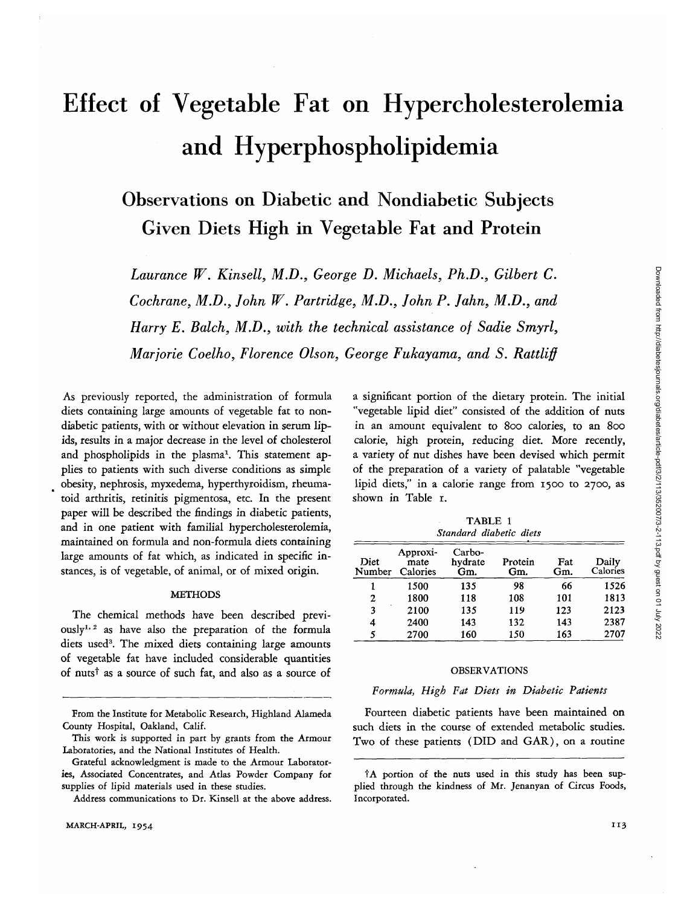# Effect of Vegetable Fat on Hypercholesterolemia and Hyperphospholipidemia

## Observations on Diabetic and Nondiabetic Subjects Given Diets High in Vegetable Fat and Protein

*Laurance W. Kinsell, M.D., George D. Michaels, Ph.D., Gilbert C. Cochrane, M.D., John W. Partridge, M.D., John P. Jahn, M.D., and Harry E. Balch, M.D., with the technical assistance of Sadie Smyrl, Marjorie Coelho, Florence Olson, George Fukayama, and S. Rattliff*

As previously reported, the administration of formula diets containing large amounts of vegetable fat to nondiabetic patients, with or without elevation in serum lipids, results in a major decrease in the level of cholesterol and phospholipids in the plasma[1]. This statement applies to patients with such diverse conditions as simple obesity, nephrosis, myxedema, hyperthyroidism, rheumatoid arthritis, retinitis pigmentosa, etc. In the present paper will be described the findings in diabetic patients, and in one patient with familial hypercholesterolemia, maintained on formula and non-formula diets containing large amounts of fat which, as indicated in specific instances, is of vegetable, of animal, or of mixed origin.

### METHODS

The chemical methods have been described previously[1,2] as have also the preparation of the formula diets used[3]. The mixed diets containing large amounts of vegetable fat have included considerable quantities of nuts† as a source of such fat, and also as a source of a significant portion of the dietary protein. The initial "vegetable lipid diet" consisted of the addition of nuts in an amount equivalent to 800 calories, to an 800 calorie, high protein, reducing diet. More recently, a variety of nut dishes have been devised which permit of the preparation of a variety of palatable "vegetable lipid diets," in a calorie range from 1500 to 2700, as shown in Table 1.

TABLE 1
*Standard diabetic diets*

| Diet Number | Approximate Calories | Carbohydrate Gm. | Protein Gm. | Fat Gm. | Daily Calories |
|---|---|---|---|---|---|
| 1 | 1500 | 135 | 98 | 66 | 1526 |
| 2 | 1800 | 118 | 108 | 101 | 1813 |
| 3 | 2100 | 135 | 119 | 123 | 2123 |
| 4 | 2400 | 143 | 132 | 143 | 2387 |
| 5 | 2700 | 160 | 150 | 163 | 2707 |

### OBSERVATIONS

#### *Formula, High Fat Diets in Diabetic Patients*

Fourteen diabetic patients have been maintained on such diets in the course of extended metabolic studies. Two of these patients (DID and GAR), on a routine

---

From the Institute for Metabolic Research, Highland Alameda County Hospital, Oakland, Calif.

This work is supported in part by grants from the Armour Laboratories, and the National Institutes of Health.

Grateful acknowledgment is made to the Armour Laboratories, Associated Concentrates, and Atlas Powder Company for supplies of lipid materials used in these studies.

Address communications to Dr. Kinsell at the above address.

†A portion of the nuts used in this study has been supplied through the kindness of Mr. Jenanyan of Circus Foods, Incorporated.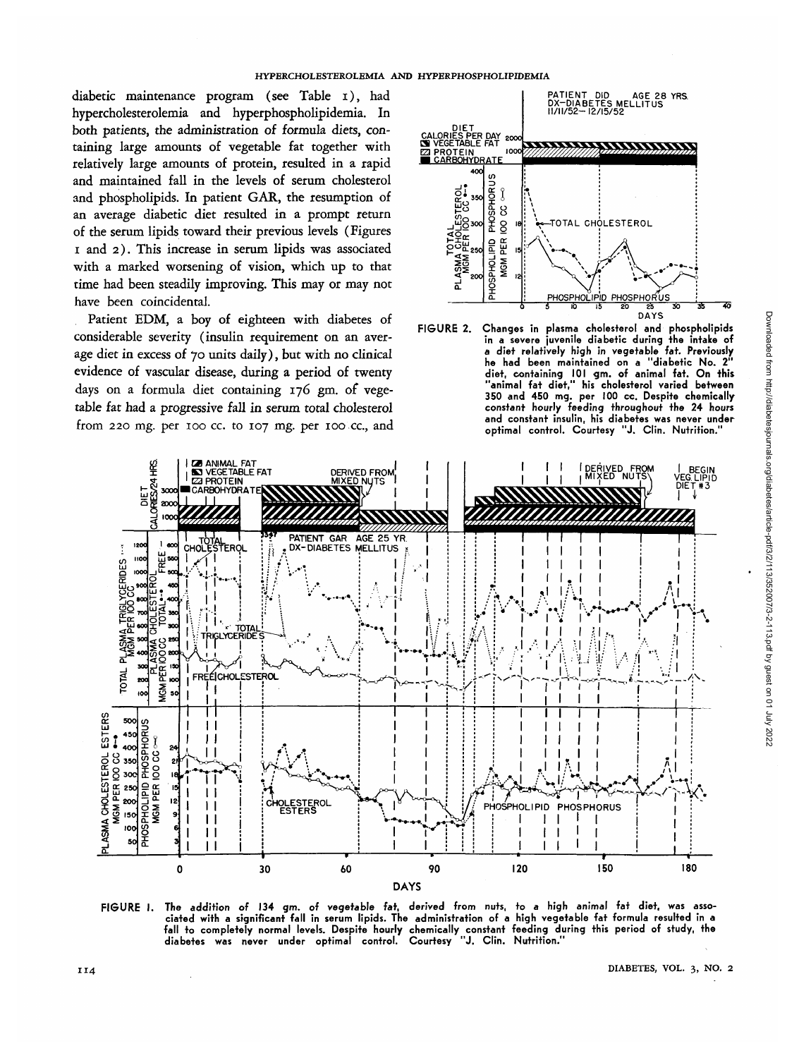diabetic maintenance program (see Table 1), had hypercholesterolemia and hyperphospholipidemia. In both patients, the administration of formula diets, containing large amounts of vegetable fat together with relatively large amounts of protein, resulted in a rapid and maintained fall in the levels of serum cholesterol and phospholipids. In patient GAR, the resumption of an average diabetic diet resulted in a prompt return of the serum lipids toward their previous levels (Figures 1 and 2). This increase in serum lipids was associated with a marked worsening of vision, which up to that time had been steadily improving. This may or may not have been coincidental.

Patient EDM, a boy of eighteen with diabetes of considerable severity (insulin requirement on an average diet in excess of 70 units daily), but with no clinical evidence of vascular disease, during a period of twenty days on a formula diet containing 176 gm. of vegetable fat had a progressive fall in serum total cholesterol from 220 mg. per 100 cc. to 107 mg. per 100 cc., and

FIGURE 2. Changes in plasma cholesterol and phospholipids in a severe juvenile diabetic during the intake of a diet relatively high in vegetable fat. Previously he had been maintained on a "diabetic No. 2" diet, containing 101 gm. of animal fat. On this "animal fat diet," his cholesterol varied between 350 and 450 mg. per 100 cc. Despite chemically constant hourly feeding throughout the 24 hours and constant insulin, his diabetes was never under optimal control. Courtesy "J. Clin. Nutrition."

FIGURE 1. The addition of 134 gm. of vegetable fat, derived from nuts, to a high animal fat diet, was associated with a significant fall in serum lipids. The administration of a high vegetable fat formula resulted in a fall to completely normal levels. Despite hourly chemically constant feeding during this period of study, the diabetes was never under optimal control. Courtesy "J. Clin. Nutrition."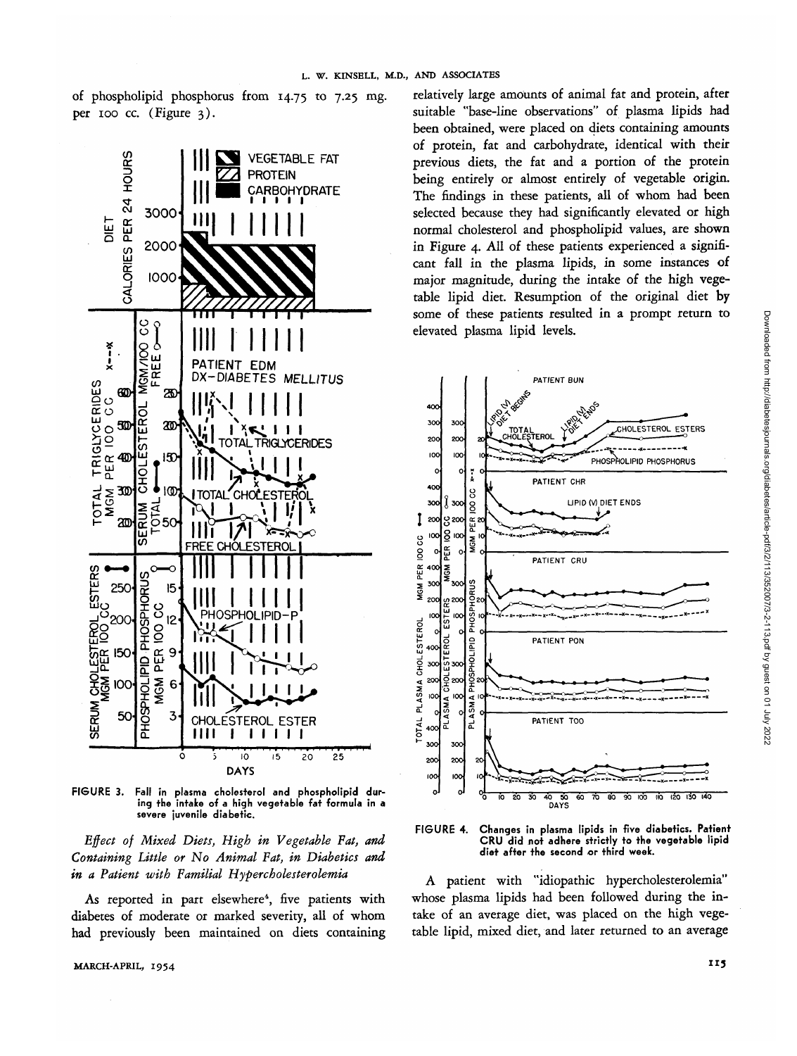of phospholipid phosphorus from 14.75 to 7.25 mg. per 100 cc. (Figure 3).

FIGURE 3. Fall in plasma cholesterol and phospholipid during the intake of a high vegetable fat formula in a severe juvenile diabetic.

### *Effect of Mixed Diets, High in Vegetable Fat, and Containing Little or No Animal Fat, in Diabetics and in a Patient with Familial Hypercholesterolemia*

As reported in part elsewhere[4], five patients with diabetes of moderate or marked severity, all of whom had previously been maintained on diets containing relatively large amounts of animal fat and protein, after suitable "base-line observations" of plasma lipids had been obtained, were placed on diets containing amounts of protein, fat and carbohydrate, identical with their previous diets, the fat and a portion of the protein being entirely or almost entirely of vegetable origin. The findings in these patients, all of whom had been selected because they had significantly elevated or high normal cholesterol and phospholipid values, are shown in Figure 4. All of these patients experienced a significant fall in the plasma lipids, in some instances of major magnitude, during the intake of the high vegetable lipid diet. Resumption of the original diet by some of these patients resulted in a prompt return to elevated plasma lipid levels.

FIGURE 4. Changes in plasma lipids in five diabetics. Patient CRU did not adhere strictly to the vegetable lipid diet after the second or third week.

A patient with "idiopathic hypercholesterolemia" whose plasma lipids had been followed during the intake of an average diet, was placed on the high vegetable lipid, mixed diet, and later returned to an average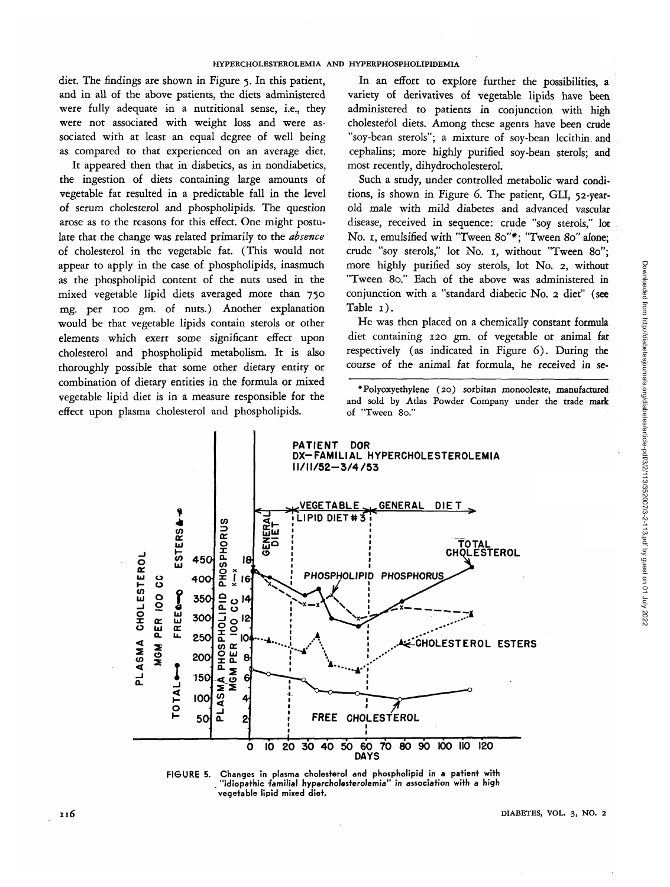diet. The findings are shown in Figure 5. In this patient, and in all of the above patients, the diets administered were fully adequate in a nutritional sense, i.e., they were not associated with weight loss and were associated with at least an equal degree of well being as compared to that experienced on an average diet.

It appeared then that in diabetics, as in nondiabetics, the ingestion of diets containing large amounts of vegetable fat resulted in a predictable fall in the level of serum cholesterol and phospholipids. The question arose as to the reasons for this effect. One might postulate that the change was related primarily to the *absence* of cholesterol in the vegetable fat. (This would not appear to apply in the case of phospholipids, inasmuch as the phospholipid content of the nuts used in the mixed vegetable lipid diets averaged more than 750 mg. per 100 gm. of nuts.) Another explanation would be that vegetable lipids contain sterols or other elements which exert some significant effect upon cholesterol and phospholipid metabolism. It is also thoroughly possible that some other dietary entity or combination of dietary entities in the formula or mixed vegetable lipid diet is in a measure responsible for the effect upon plasma cholesterol and phospholipids.

In an effort to explore further the possibilities, a variety of derivatives of vegetable lipids have been administered to patients in conjunction with high cholesterol diets. Among these agents have been crude "soy-bean sterols"; a mixture of soy-bean lecithin and cephalins; more highly purified soy-bean sterols; and most recently, dihydrocholesterol.

Such a study, under controlled metabolic ward conditions, is shown in Figure 6. The patient, GLI, 52-year-old male with mild diabetes and advanced vascular disease, received in sequence: crude "soy sterols," lot No. 1, emulsified with "Tween 80"*; "Tween 80" alone; crude "soy sterols," lot No. 1, without "Tween 80"; more highly purified soy sterols, lot No. 2, without "Tween 80." Each of the above was administered in conjunction with a "standard diabetic No. 2 diet" (see Table 1).

He was then placed on a chemically constant formula diet containing 120 gm. of vegetable or animal fat respectively (as indicated in Figure 6). During the course of the animal fat formula, he received in se-

*Polyoxyethylene (20) sorbitan monooleate, manufactured and sold by Atlas Powder Company under the trade mark of "Tween 80."

FIGURE 5. Changes in plasma cholesterol and phospholipid in a patient with "idiopathic familial hypercholesterolemia" in association with a high vegetable lipid mixed diet.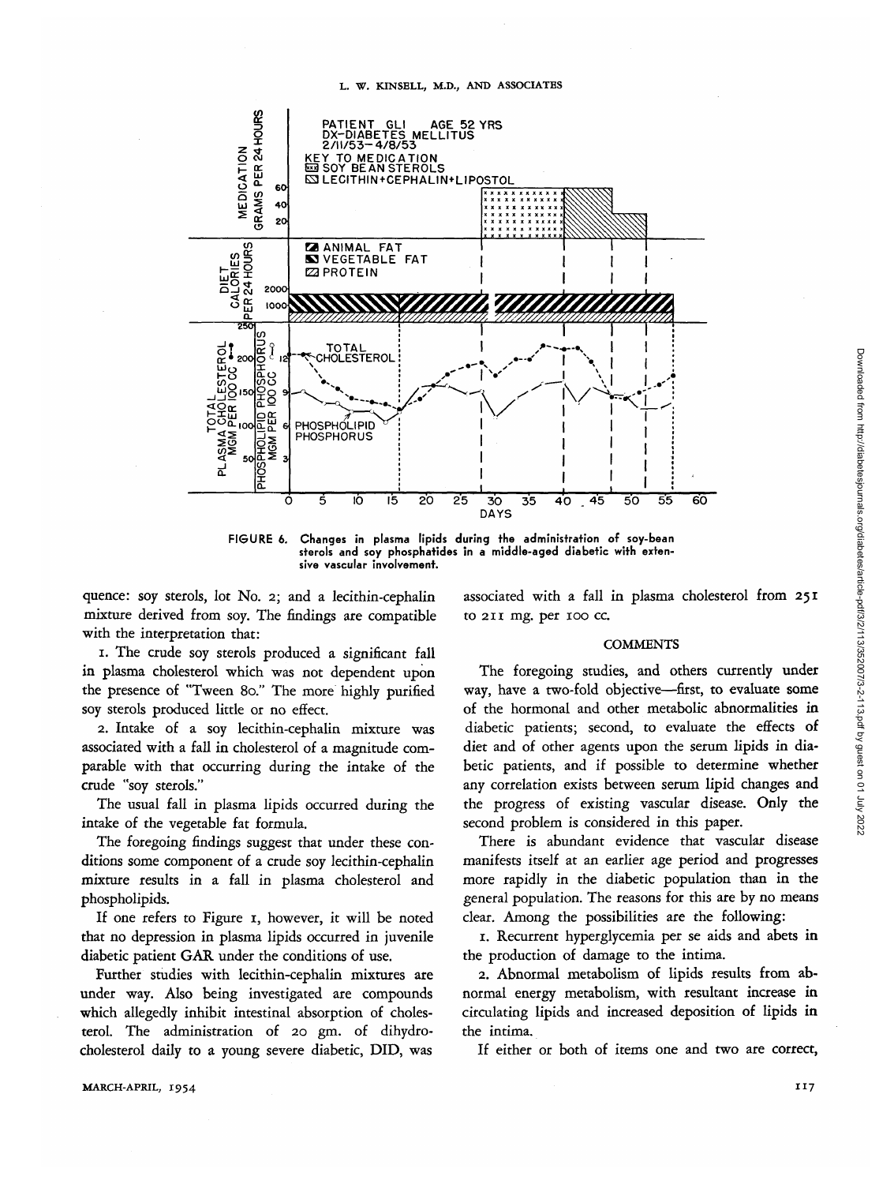FIGURE 6. Changes in plasma lipids during the administration of soy-bean sterols and soy phosphatides in a middle-aged diabetic with extensive vascular involvement.

quence: soy sterols, lot No. 2; and a lecithin-cephalin mixture derived from soy. The findings are compatible with the interpretation that:

1. The crude soy sterols produced a significant fall in plasma cholesterol which was not dependent upon the presence of "Tween 80." The more highly purified soy sterols produced little or no effect.

2. Intake of a soy lecithin-cephalin mixture was associated with a fall in cholesterol of a magnitude comparable with that occurring during the intake of the crude "soy sterols."

The usual fall in plasma lipids occurred during the intake of the vegetable fat formula.

The foregoing findings suggest that under these conditions some component of a crude soy lecithin-cephalin mixture results in a fall in plasma cholesterol and phospholipids.

If one refers to Figure 1, however, it will be noted that no depression in plasma lipids occurred in juvenile diabetic patient GAR under the conditions of use.

Further studies with lecithin-cephalin mixtures are under way. Also being investigated are compounds which allegedly inhibit intestinal absorption of cholesterol. The administration of 20 gm. of dihydrocholesterol daily to a young severe diabetic, DID, was associated with a fall in plasma cholesterol from 251 to 211 mg. per 100 cc.

## COMMENTS

The foregoing studies, and others currently under way, have a two-fold objective—first, to evaluate some of the hormonal and other metabolic abnormalities in diabetic patients; second, to evaluate the effects of diet and of other agents upon the serum lipids in diabetic patients, and if possible to determine whether any correlation exists between serum lipid changes and the progress of existing vascular disease. Only the second problem is considered in this paper.

There is abundant evidence that vascular disease manifests itself at an earlier age period and progresses more rapidly in the diabetic population than in the general population. The reasons for this are by no means clear. Among the possibilities are the following:

1. Recurrent hyperglycemia per se aids and abets in the production of damage to the intima.

2. Abnormal metabolism of lipids results from abnormal energy metabolism, with resultant increase in circulating lipids and increased deposition of lipids in the intima.

If either or both of items one and two are correct,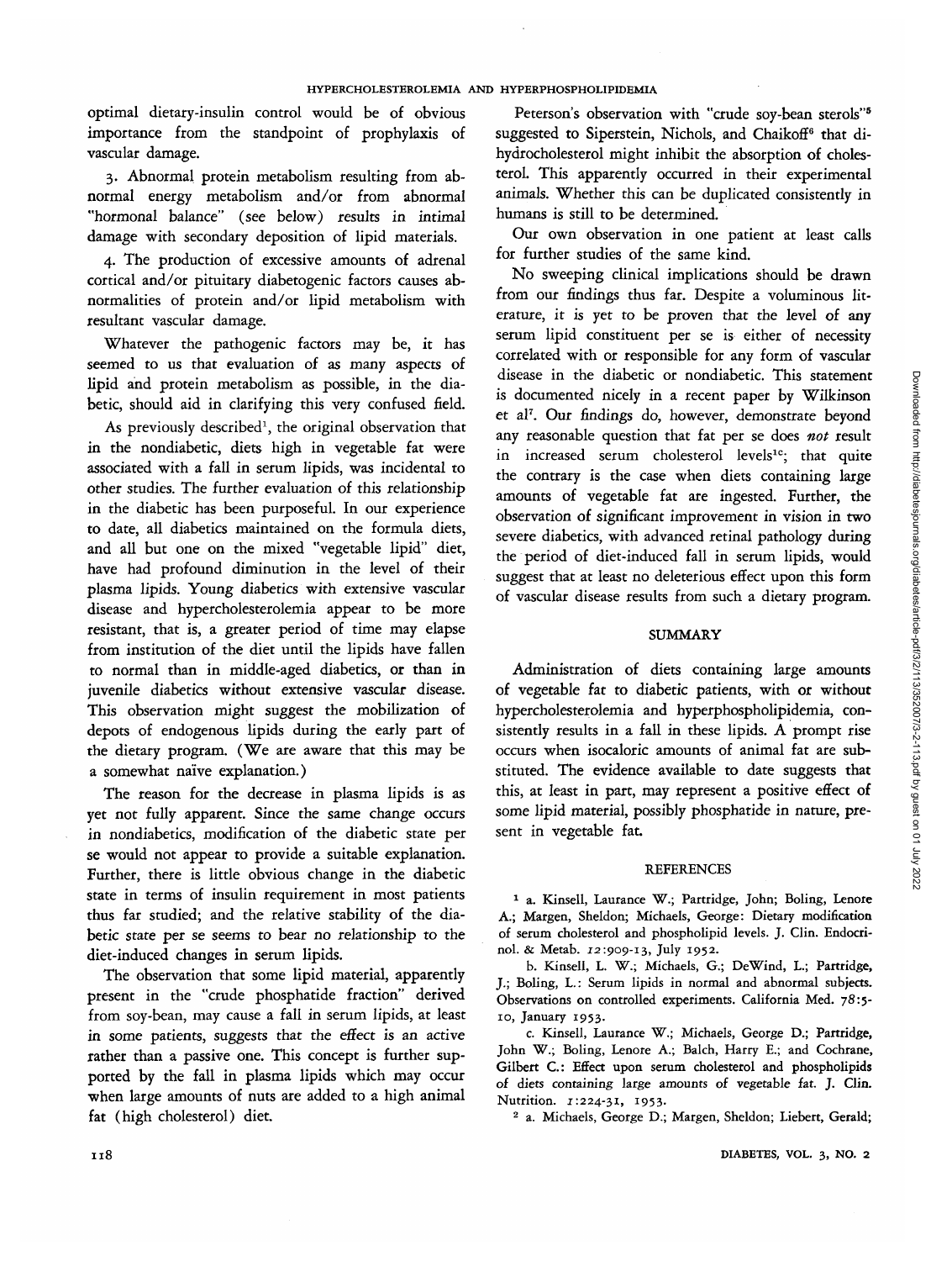optimal dietary-insulin control would be of obvious importance from the standpoint of prophylaxis of vascular damage.

3. Abnormal protein metabolism resulting from abnormal energy metabolism and/or from abnormal "hormonal balance" (see below) results in intimal damage with secondary deposition of lipid materials.

4. The production of excessive amounts of adrenal cortical and/or pituitary diabetogenic factors causes abnormalities of protein and/or lipid metabolism with resultant vascular damage.

Whatever the pathogenic factors may be, it has seemed to us that evaluation of as many aspects of lipid and protein metabolism as possible, in the diabetic, should aid in clarifying this very confused field.

As previously described[1], the original observation that in the nondiabetic, diets high in vegetable fat were associated with a fall in serum lipids, was incidental to other studies. The further evaluation of this relationship in the diabetic has been purposeful. In our experience to date, all diabetics maintained on the formula diets, and all but one on the mixed "vegetable lipid" diet, have had profound diminution in the level of their plasma lipids. Young diabetics with extensive vascular disease and hypercholesterolemia appear to be more resistant, that is, a greater period of time may elapse from institution of the diet until the lipids have fallen to normal than in middle-aged diabetics, or than in juvenile diabetics without extensive vascular disease. This observation might suggest the mobilization of depots of endogenous lipids during the early part of the dietary program. (We are aware that this may be a somewhat naïve explanation.)

The reason for the decrease in plasma lipids is as yet not fully apparent. Since the same change occurs in nondiabetics, modification of the diabetic state per se would not appear to provide a suitable explanation. Further, there is little obvious change in the diabetic state in terms of insulin requirement in most patients thus far studied; and the relative stability of the diabetic state per se seems to bear no relationship to the diet-induced changes in serum lipids.

The observation that some lipid material, apparently present in the "crude phosphatide fraction" derived from soy-bean, may cause a fall in serum lipids, at least in some patients, suggests that the effect is an active rather than a passive one. This concept is further supported by the fall in plasma lipids which may occur when large amounts of nuts are added to a high animal fat (high cholesterol) diet.

Peterson's observation with "crude soy-bean sterols"[5] suggested to Siperstein, Nichols, and Chaikoff[6] that dihydrocholesterol might inhibit the absorption of cholesterol. This apparently occurred in their experimental animals. Whether this can be duplicated consistently in humans is still to be determined.

Our own observation in one patient at least calls for further studies of the same kind.

No sweeping clinical implications should be drawn from our findings thus far. Despite a voluminous literature, it is yet to be proven that the level of any serum lipid constituent per se is either of necessity correlated with or responsible for any form of vascular disease in the diabetic or nondiabetic. This statement is documented nicely in a recent paper by Wilkinson et al[7]. Our findings do, however, demonstrate beyond any reasonable question that fat per se does *not* result in increased serum cholesterol levels[1c]; that quite the contrary is the case when diets containing large amounts of vegetable fat are ingested. Further, the observation of significant improvement in vision in two severe diabetics, with advanced retinal pathology during the period of diet-induced fall in serum lipids, would suggest that at least no deleterious effect upon this form of vascular disease results from such a dietary program.

## SUMMARY

Administration of diets containing large amounts of vegetable fat to diabetic patients, with or without hypercholesterolemia and hyperphospholipidemia, consistently results in a fall in these lipids. A prompt rise occurs when isocaloric amounts of animal fat are substituted. The evidence available to date suggests that this, at least in part, may represent a positive effect of some lipid material, possibly phosphatide in nature, present in vegetable fat.

## REFERENCES

1 a. Kinsell, Laurance W.; Partridge, John; Boling, Lenore A.; Margen, Sheldon; Michaels, George: Dietary modification of serum cholesterol and phospholipid levels. J. Clin. Endocrinol. & Metab. *12*:909-13, July 1952.

b. Kinsell, L. W.; Michaels, G.; DeWind, L.; Partridge, J.; Boling, L.: Serum lipids in normal and abnormal subjects. Observations on controlled experiments. California Med. 78:5-10, January 1953.

c. Kinsell, Laurance W.; Michaels, George D.; Partridge, John W.; Boling, Lenore A.; Balch, Harry E.; and Cochrane, Gilbert C.: Effect upon serum cholesterol and phospholipids of diets containing large amounts of vegetable fat. J. Clin. Nutrition. *1*:224-31, 1953.

2 a. Michaels, George D.; Margen, Sheldon; Liebert, Gerald;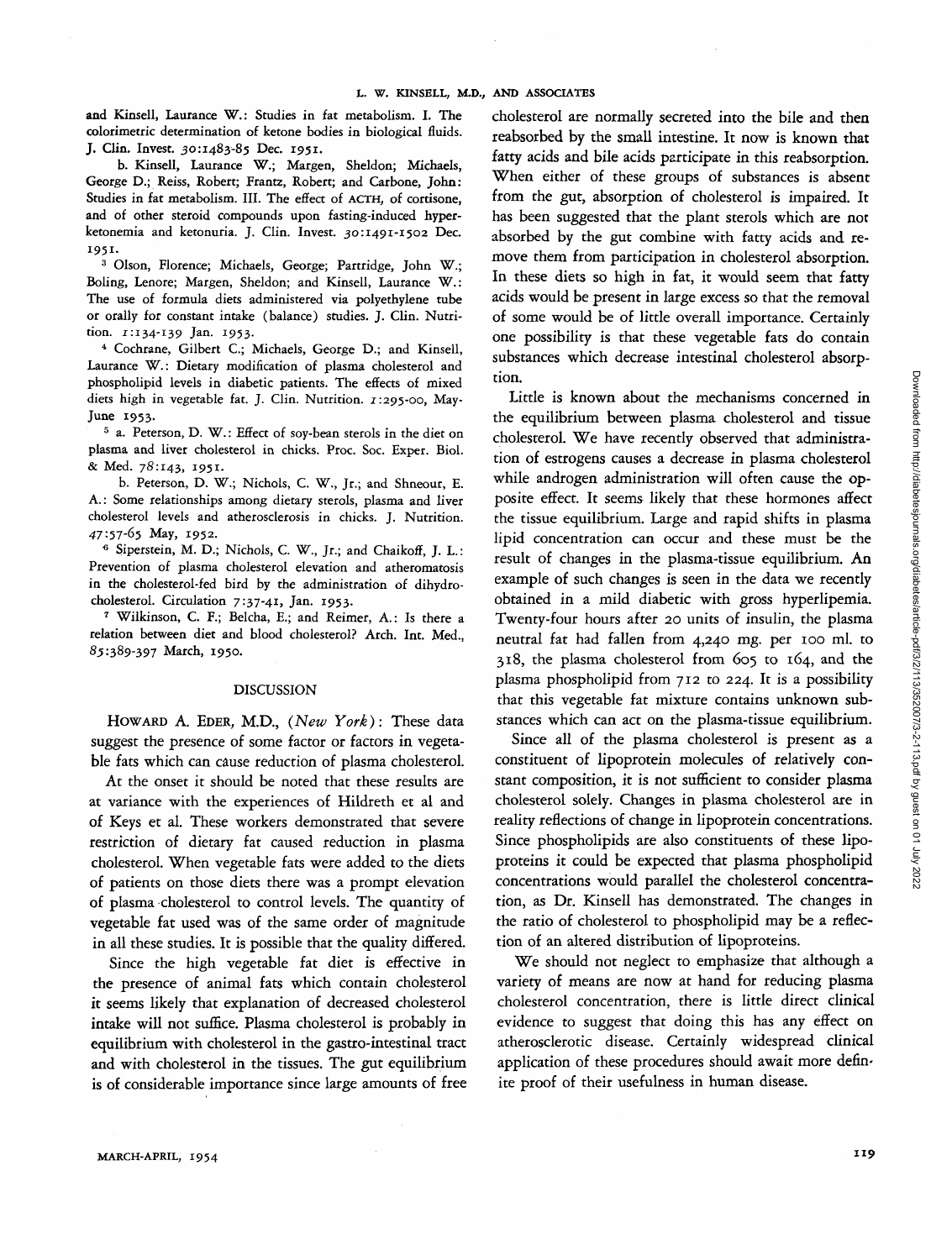and Kinsell, Laurance W.: Studies in fat metabolism. I. The colorimetric determination of ketone bodies in biological fluids. J. Clin. Invest. 30:1483-85 Dec. 1951.

b. Kinsell, Laurance W.; Margen, Sheldon; Michaels, George D.; Reiss, Robert; Frantz, Robert; and Carbone, John: Studies in fat metabolism. III. The effect of ACTH, of cortisone, and of other steroid compounds upon fasting-induced hyperketonemia and ketonuria. J. Clin. Invest. 30:1491-1502 Dec. 1951.

[3] Olson, Florence; Michaels, George; Partridge, John W.; Boling, Lenore; Margen, Sheldon; and Kinsell, Laurance W.: The use of formula diets administered via polyethylene tube or orally for constant intake (balance) studies. J. Clin. Nutrition. 1:134-139 Jan. 1953.

[4] Cochrane, Gilbert C.; Michaels, George D.; and Kinsell, Laurance W.: Dietary modification of plasma cholesterol and phospholipid levels in diabetic patients. The effects of mixed diets high in vegetable fat. J. Clin. Nutrition. 1:295-00, May-June 1953.

[5] a. Peterson, D. W.: Effect of soy-bean sterols in the diet on plasma and liver cholesterol in chicks. Proc. Soc. Exper. Biol. & Med. 78:143, 1951.

b. Peterson, D. W.; Nichols, C. W., Jr.; and Shneour, E. A.: Some relationships among dietary sterols, plasma and liver cholesterol levels and atherosclerosis in chicks. J. Nutrition. 47:57-65 May, 1952.

[6] Siperstein, M. D.; Nichols, C. W., Jr.; and Chaikoff, J. L.: Prevention of plasma cholesterol elevation and atheromatosis in the cholesterol-fed bird by the administration of dihydrocholesterol. Circulation 7:37-41, Jan. 1953.

[7] Wilkinson, C. F.; Belcha, E.; and Reimer, A.: Is there a relation between diet and blood cholesterol? Arch. Int. Med., 85:389-397 March, 1950.

## DISCUSSION

HOWARD A. EDER, M.D., (*New York*): These data suggest the presence of some factor or factors in vegetable fats which can cause reduction of plasma cholesterol.

At the onset it should be noted that these results are at variance with the experiences of Hildreth et al and of Keys et al. These workers demonstrated that severe restriction of dietary fat caused reduction in plasma cholesterol. When vegetable fats were added to the diets of patients on those diets there was a prompt elevation of plasma cholesterol to control levels. The quantity of vegetable fat used was of the same order of magnitude in all these studies. It is possible that the quality differed.

Since the high vegetable fat diet is effective in the presence of animal fats which contain cholesterol it seems likely that explanation of decreased cholesterol intake will not suffice. Plasma cholesterol is probably in equilibrium with cholesterol in the gastro-intestinal tract and with cholesterol in the tissues. The gut equilibrium is of considerable importance since large amounts of free cholesterol are normally secreted into the bile and then reabsorbed by the small intestine. It now is known that fatty acids and bile acids participate in this reabsorption. When either of these groups of substances is absent from the gut, absorption of cholesterol is impaired. It has been suggested that the plant sterols which are not absorbed by the gut combine with fatty acids and remove them from participation in cholesterol absorption. In these diets so high in fat, it would seem that fatty acids would be present in large excess so that the removal of some would be of little overall importance. Certainly one possibility is that these vegetable fats do contain substances which decrease intestinal cholesterol absorption.

Little is known about the mechanisms concerned in the equilibrium between plasma cholesterol and tissue cholesterol. We have recently observed that administration of estrogens causes a decrease in plasma cholesterol while androgen administration will often cause the opposite effect. It seems likely that these hormones affect the tissue equilibrium. Large and rapid shifts in plasma lipid concentration can occur and these must be the result of changes in the plasma-tissue equilibrium. An example of such changes is seen in the data we recently obtained in a mild diabetic with gross hyperlipemia. Twenty-four hours after 20 units of insulin, the plasma neutral fat had fallen from 4,240 mg. per 100 ml. to 318, the plasma cholesterol from 605 to 164, and the plasma phospholipid from 712 to 224. It is a possibility that this vegetable fat mixture contains unknown substances which can act on the plasma-tissue equilibrium.

Since all of the plasma cholesterol is present as a constituent of lipoprotein molecules of relatively constant composition, it is not sufficient to consider plasma cholesterol solely. Changes in plasma cholesterol are in reality reflections of change in lipoprotein concentrations. Since phospholipids are also constituents of these lipoproteins it could be expected that plasma phospholipid concentrations would parallel the cholesterol concentration, as Dr. Kinsell has demonstrated. The changes in the ratio of cholesterol to phospholipid may be a reflection of an altered distribution of lipoproteins.

We should not neglect to emphasize that although a variety of means are now at hand for reducing plasma cholesterol concentration, there is little direct clinical evidence to suggest that doing this has any effect on atherosclerotic disease. Certainly widespread clinical application of these procedures should await more definite proof of their usefulness in human disease.